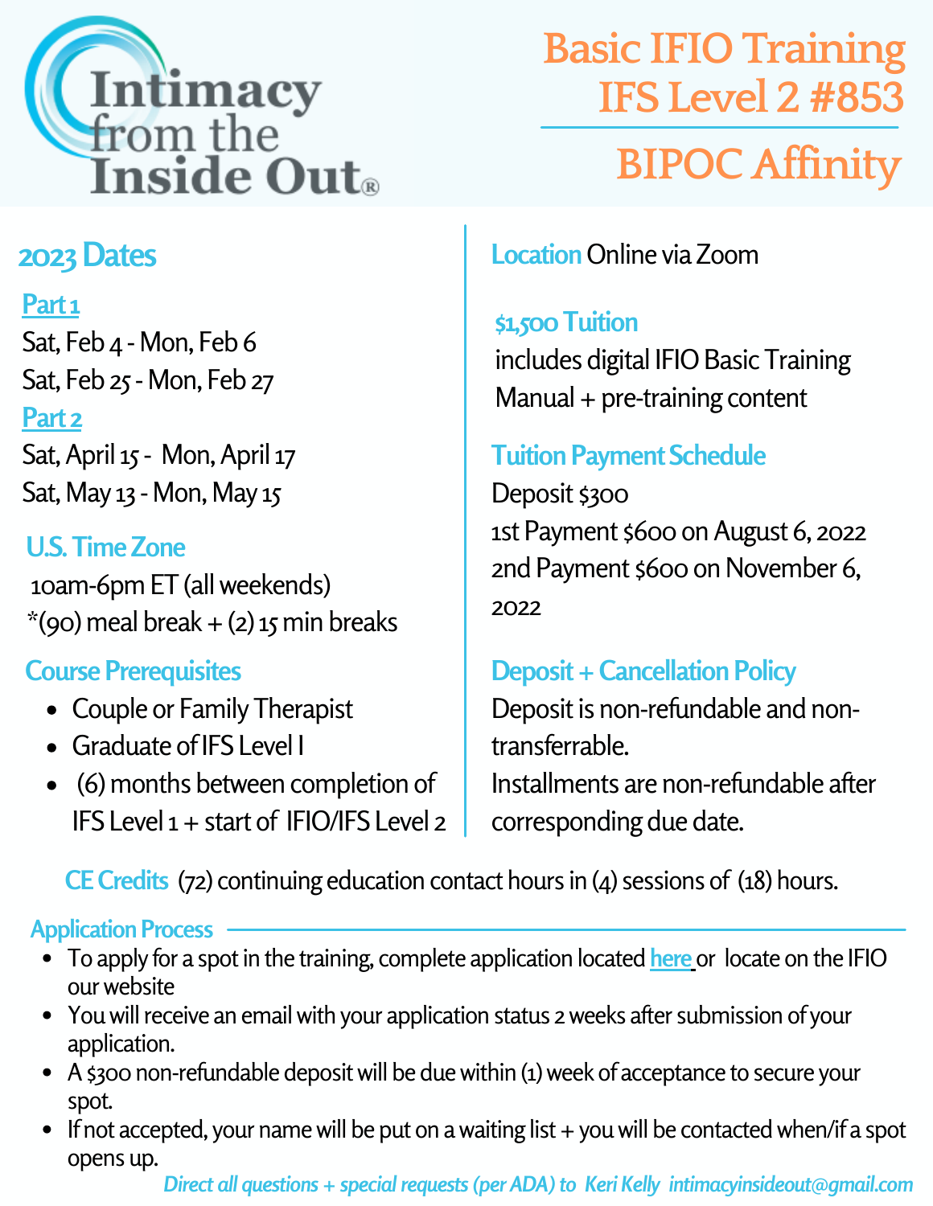# Intimacy from the Inside Out®

# Basic IFIO Training
# IFS Level 2 #853

## BIPOC Affinity

## 2023 Dates

**Part 1**

Sat, Feb 4 - Mon, Feb 6

Sat, Feb 25 - Mon, Feb 27

**Part 2**

Sat, April 15 - Mon, April 17

Sat, May 13 - Mon, May 15

## U.S. Time Zone

10am-6pm ET (all weekends)

*(90) meal break + (2) 15 min breaks

## Course Prerequisites

- Couple or Family Therapist
- Graduate of IFS Level I
- (6) months between completion of IFS Level 1 + start of IFIO/IFS Level 2

## Location

Online via Zoom

## $1,500 Tuition

includes digital IFIO Basic Training Manual + pre-training content

## Tuition Payment Schedule

Deposit $300

1st Payment $600 on August 6, 2022

2nd Payment $600 on November 6, 2022

## Deposit + Cancellation Policy

Deposit is non-refundable and non-transferrable.

Installments are non-refundable after corresponding due date.

**CE Credits** (72) continuing education contact hours in (4) sessions of (18) hours.

## Application Process

- To apply for a spot in the training, complete application located here or locate on the IFIO our website
- You will receive an email with your application status 2 weeks after submission of your application.
- A $300 non-refundable deposit will be due within (1) week of acceptance to secure your spot.
- If not accepted, your name will be put on a waiting list + you will be contacted when/if a spot opens up.

*Direct all questions + special requests (per ADA) to Keri Kelly intimacyinsideout@gmail.com*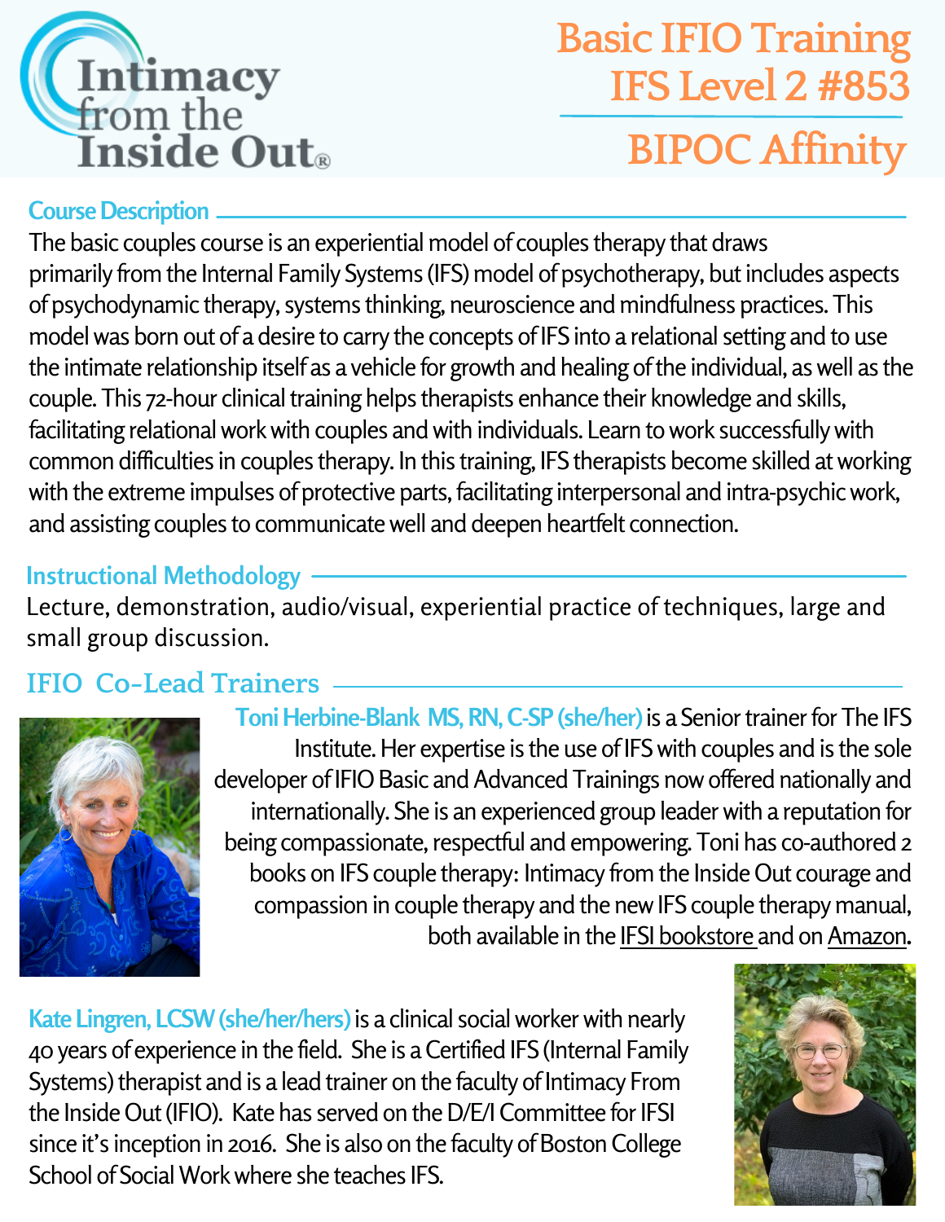# Basic IFIO Training IFS Level 2 #853

## BIPOC Affinity

Intimacy from the Inside Out®

## Course Description

The basic couples course is an experiential model of couples therapy that draws primarily from the Internal Family Systems (IFS) model of psychotherapy, but includes aspects of psychodynamic therapy, systems thinking, neuroscience and mindfulness practices. This model was born out of a desire to carry the concepts of IFS into a relational setting and to use the intimate relationship itself as a vehicle for growth and healing of the individual, as well as the couple. This 72-hour clinical training helps therapists enhance their knowledge and skills, facilitating relational work with couples and with individuals. Learn to work successfully with common difficulties in couples therapy. In this training, IFS therapists become skilled at working with the extreme impulses of protective parts, facilitating interpersonal and intra-psychic work, and assisting couples to communicate well and deepen heartfelt connection.

## Instructional Methodology

Lecture, demonstration, audio/visual, experiential practice of techniques, large and small group discussion.

## IFIO Co-Lead Trainers

**Toni Herbine-Blank MS, RN, C-SP (she/her)** is a Senior trainer for The IFS Institute. Her expertise is the use of IFS with couples and is the sole developer of IFIO Basic and Advanced Trainings now offered nationally and internationally. She is an experienced group leader with a reputation for being compassionate, respectful and empowering. Toni has co-authored 2 books on IFS couple therapy: Intimacy from the Inside Out courage and compassion in couple therapy and the new IFS couple therapy manual, both available in the IFSI bookstore and on Amazon.

**Kate Lingren, LCSW (she/her/hers)** is a clinical social worker with nearly 40 years of experience in the field. She is a Certified IFS (Internal Family Systems) therapist and is a lead trainer on the faculty of Intimacy From the Inside Out (IFIO). Kate has served on the D/E/I Committee for IFSI since it's inception in 2016. She is also on the faculty of Boston College School of Social Work where she teaches IFS.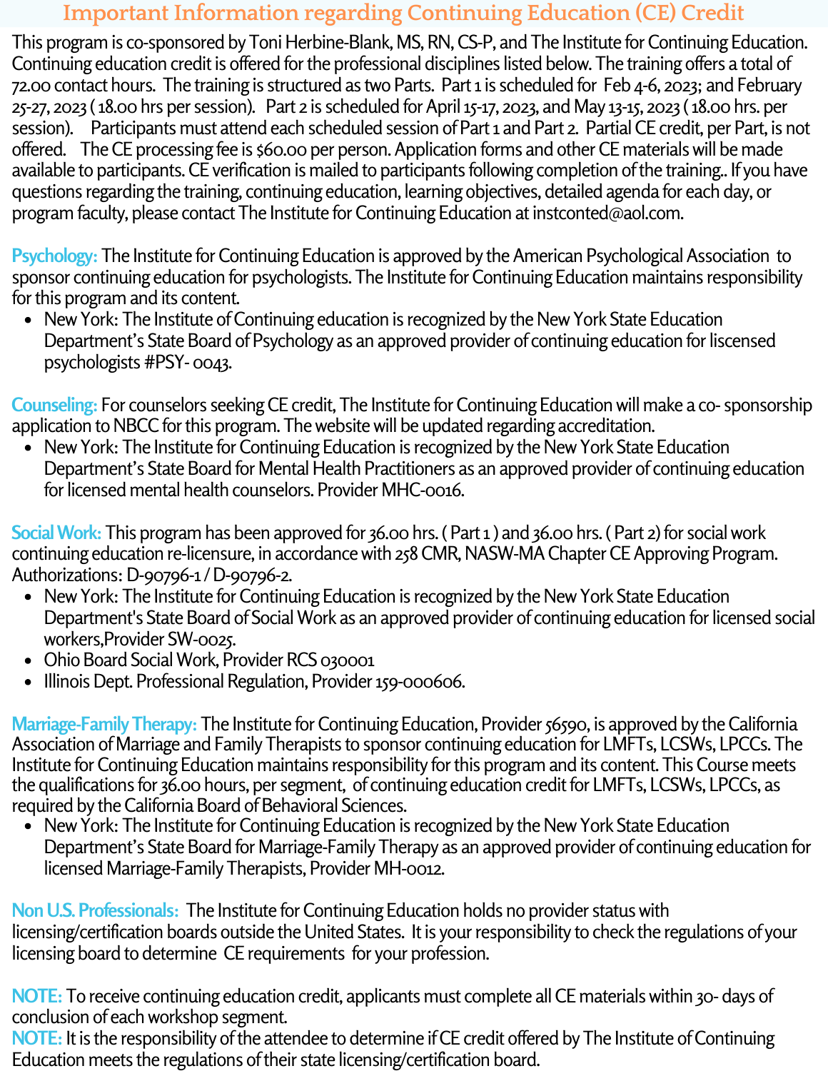## Important Information regarding Continuing Education (CE) Credit

This program is co-sponsored by Toni Herbine-Blank, MS, RN, CS-P, and The Institute for Continuing Education. Continuing education credit is offered for the professional disciplines listed below. The training offers a total of 72.00 contact hours. The training is structured as two Parts. Part 1 is scheduled for Feb 4-6, 2023; and February 25-27, 2023 ( 18.00 hrs per session). Part 2 is scheduled for April 15-17, 2023, and May 13-15, 2023 ( 18.00 hrs. per session). Participants must attend each scheduled session of Part 1 and Part 2. Partial CE credit, per Part, is not offered. The CE processing fee is $60.00 per person. Application forms and other CE materials will be made available to participants. CE verification is mailed to participants following completion of the training.. If you have questions regarding the training, continuing education, learning objectives, detailed agenda for each day, or program faculty, please contact The Institute for Continuing Education at instconted@aol.com.

**Psychology:** The Institute for Continuing Education is approved by the American Psychological Association to sponsor continuing education for psychologists. The Institute for Continuing Education maintains responsibility for this program and its content.

- New York: The Institute of Continuing education is recognized by the New York State Education Department's State Board of Psychology as an approved provider of continuing education for liscensed psychologists #PSY- 0043.

**Counseling:** For counselors seeking CE credit, The Institute for Continuing Education will make a co- sponsorship application to NBCC for this program. The website will be updated regarding accreditation.

- New York: The Institute for Continuing Education is recognized by the New York State Education Department's State Board for Mental Health Practitioners as an approved provider of continuing education for licensed mental health counselors. Provider MHC-0016.

**Social Work:** This program has been approved for 36.00 hrs. ( Part 1 ) and 36.00 hrs. ( Part 2) for social work continuing education re-licensure, in accordance with 258 CMR, NASW-MA Chapter CE Approving Program. Authorizations: D-90796-1 / D-90796-2.

- New York: The Institute for Continuing Education is recognized by the New York State Education Department's State Board of Social Work as an approved provider of continuing education for licensed social workers,Provider SW-0025.
- Ohio Board Social Work, Provider RCS 030001
- Illinois Dept. Professional Regulation, Provider 159-000606.

**Marriage-Family Therapy:** The Institute for Continuing Education, Provider 56590, is approved by the California Association of Marriage and Family Therapists to sponsor continuing education for LMFTs, LCSWs, LPCCs. The Institute for Continuing Education maintains responsibility for this program and its content. This Course meets the qualifications for 36.00 hours, per segment, of continuing education credit for LMFTs, LCSWs, LPCCs, as required by the California Board of Behavioral Sciences.

- New York: The Institute for Continuing Education is recognized by the New York State Education Department's State Board for Marriage-Family Therapy as an approved provider of continuing education for licensed Marriage-Family Therapists, Provider MH-0012.

**Non U.S. Professionals:** The Institute for Continuing Education holds no provider status with licensing/certification boards outside the United States. It is your responsibility to check the regulations of your licensing board to determine CE requirements for your profession.

**NOTE:** To receive continuing education credit, applicants must complete all CE materials within 30- days of conclusion of each workshop segment.

**NOTE:** It is the responsibility of the attendee to determine if CE credit offered by The Institute of Continuing Education meets the regulations of their state licensing/certification board.